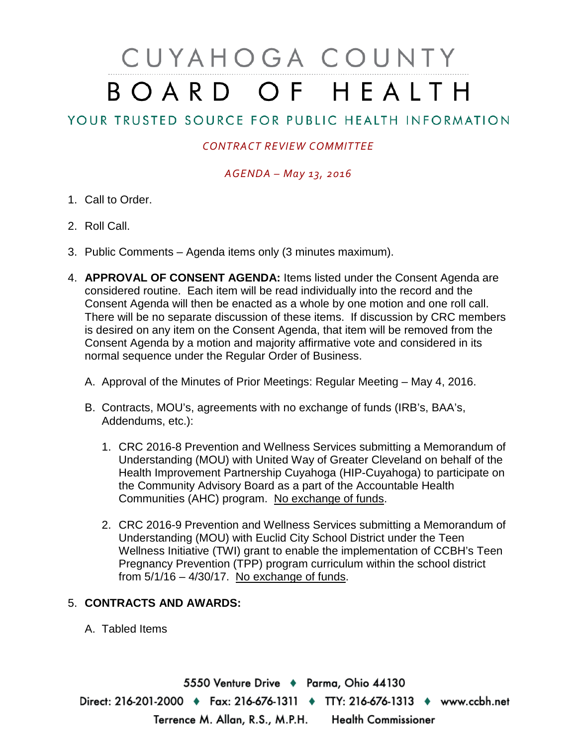# CUYAHOGA COUNTY BOARD OF HEALTH

## YOUR TRUSTED SOURCE FOR PUBLIC HEALTH INFORMATION

*CONTRACT REVIEW COMMITTEE*

*AGENDA – May 13, 2016*

1. Call to Order.

2. Roll Call.

3. Public Comments – Agenda items only (3 minutes maximum).

4. **APPROVAL OF CONSENT AGENDA:** Items listed under the Consent Agenda are considered routine. Each item will be read individually into the record and the Consent Agenda will then be enacted as a whole by one motion and one roll call. There will be no separate discussion of these items. If discussion by CRC members is desired on any item on the Consent Agenda, that item will be removed from the Consent Agenda by a motion and majority affirmative vote and considered in its normal sequence under the Regular Order of Business.

   A. Approval of the Minutes of Prior Meetings: Regular Meeting – May 4, 2016.

   B. Contracts, MOU's, agreements with no exchange of funds (IRB's, BAA's, Addendums, etc.):

      1. CRC 2016-8 Prevention and Wellness Services submitting a Memorandum of Understanding (MOU) with United Way of Greater Cleveland on behalf of the Health Improvement Partnership Cuyahoga (HIP-Cuyahoga) to participate on the Community Advisory Board as a part of the Accountable Health Communities (AHC) program. No exchange of funds.

      2. CRC 2016-9 Prevention and Wellness Services submitting a Memorandum of Understanding (MOU) with Euclid City School District under the Teen Wellness Initiative (TWI) grant to enable the implementation of CCBH's Teen Pregnancy Prevention (TPP) program curriculum within the school district from 5/1/16 – 4/30/17. No exchange of funds.

5. **CONTRACTS AND AWARDS:**

   A. Tabled Items

5550 Venture Drive ♦ Parma, Ohio 44130
Direct: 216-201-2000 ♦ Fax: 216-676-1311 ♦ TTY: 216-676-1313 ♦ www.ccbh.net
Terrence M. Allan, R.S., M.P.H. Health Commissioner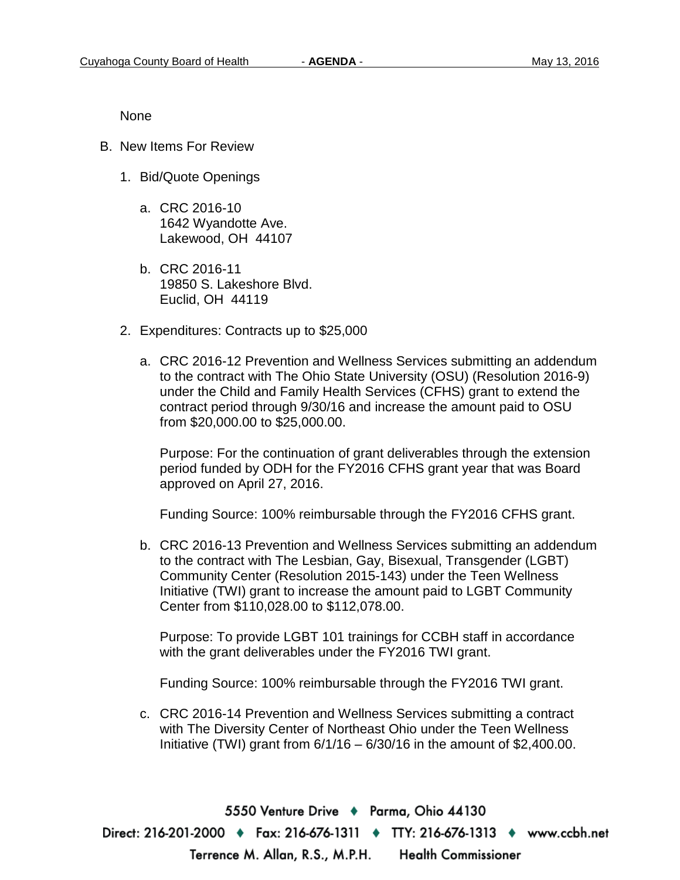None

B. New Items For Review

1. Bid/Quote Openings

   a. CRC 2016-10
      1642 Wyandotte Ave.
      Lakewood, OH 44107

   b. CRC 2016-11
      19850 S. Lakeshore Blvd.
      Euclid, OH 44119

2. Expenditures: Contracts up to $25,000

   a. CRC 2016-12 Prevention and Wellness Services submitting an addendum to the contract with The Ohio State University (OSU) (Resolution 2016-9) under the Child and Family Health Services (CFHS) grant to extend the contract period through 9/30/16 and increase the amount paid to OSU from $20,000.00 to $25,000.00.

      Purpose: For the continuation of grant deliverables through the extension period funded by ODH for the FY2016 CFHS grant year that was Board approved on April 27, 2016.

      Funding Source: 100% reimbursable through the FY2016 CFHS grant.

   b. CRC 2016-13 Prevention and Wellness Services submitting an addendum to the contract with The Lesbian, Gay, Bisexual, Transgender (LGBT) Community Center (Resolution 2015-143) under the Teen Wellness Initiative (TWI) grant to increase the amount paid to LGBT Community Center from $110,028.00 to $112,078.00.

      Purpose: To provide LGBT 101 trainings for CCBH staff in accordance with the grant deliverables under the FY2016 TWI grant.

      Funding Source: 100% reimbursable through the FY2016 TWI grant.

   c. CRC 2016-14 Prevention and Wellness Services submitting a contract with The Diversity Center of Northeast Ohio under the Teen Wellness Initiative (TWI) grant from 6/1/16 – 6/30/16 in the amount of $2,400.00.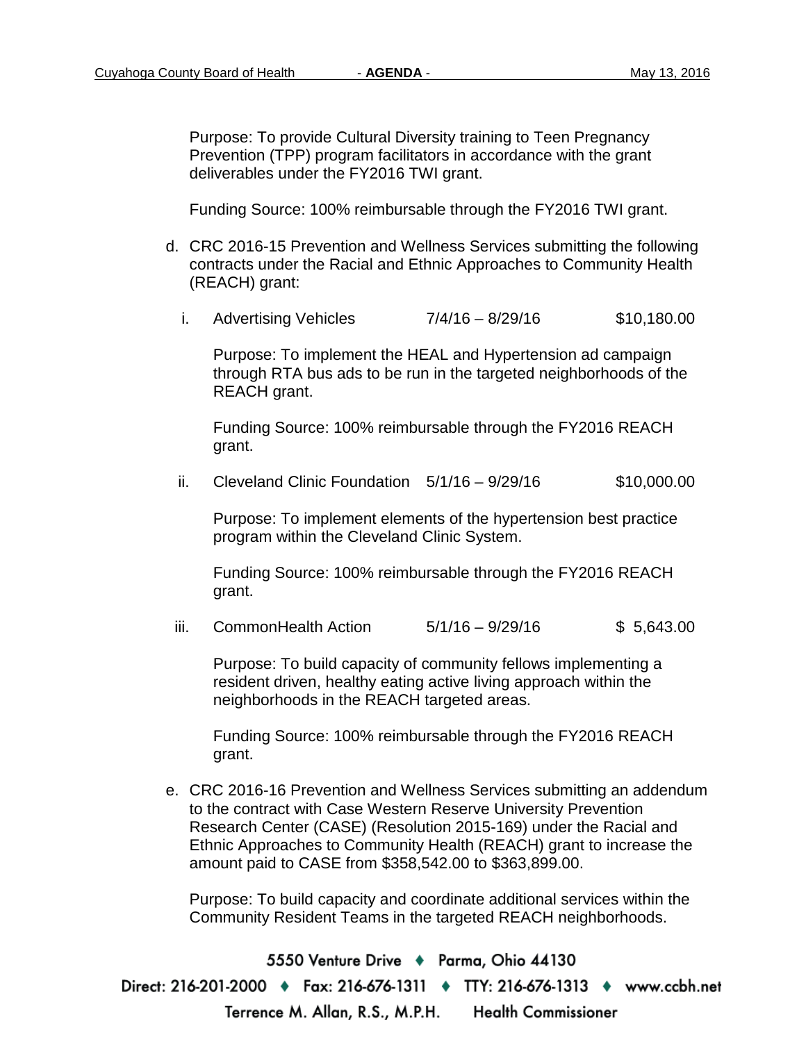Purpose: To provide Cultural Diversity training to Teen Pregnancy Prevention (TPP) program facilitators in accordance with the grant deliverables under the FY2016 TWI grant.

Funding Source: 100% reimbursable through the FY2016 TWI grant.

d. CRC 2016-15 Prevention and Wellness Services submitting the following contracts under the Racial and Ethnic Approaches to Community Health (REACH) grant:

   i. Advertising Vehicles    7/4/16 – 8/29/16    $10,180.00

      Purpose: To implement the HEAL and Hypertension ad campaign through RTA bus ads to be run in the targeted neighborhoods of the REACH grant.

      Funding Source: 100% reimbursable through the FY2016 REACH grant.

   ii. Cleveland Clinic Foundation    5/1/16 – 9/29/16    $10,000.00

      Purpose: To implement elements of the hypertension best practice program within the Cleveland Clinic System.

      Funding Source: 100% reimbursable through the FY2016 REACH grant.

   iii. CommonHealth Action    5/1/16 – 9/29/16    $ 5,643.00

      Purpose: To build capacity of community fellows implementing a resident driven, healthy eating active living approach within the neighborhoods in the REACH targeted areas.

      Funding Source: 100% reimbursable through the FY2016 REACH grant.

e. CRC 2016-16 Prevention and Wellness Services submitting an addendum to the contract with Case Western Reserve University Prevention Research Center (CASE) (Resolution 2015-169) under the Racial and Ethnic Approaches to Community Health (REACH) grant to increase the amount paid to CASE from $358,542.00 to $363,899.00.

   Purpose: To build capacity and coordinate additional services within the Community Resident Teams in the targeted REACH neighborhoods.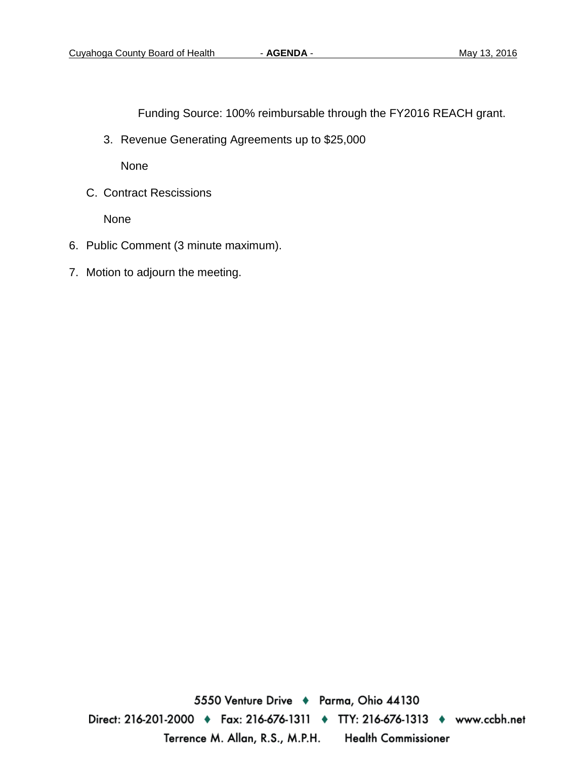Funding Source: 100% reimbursable through the FY2016 REACH grant.

3. Revenue Generating Agreements up to $25,000

   None

C. Contract Rescissions

   None

6. Public Comment (3 minute maximum).

7. Motion to adjourn the meeting.